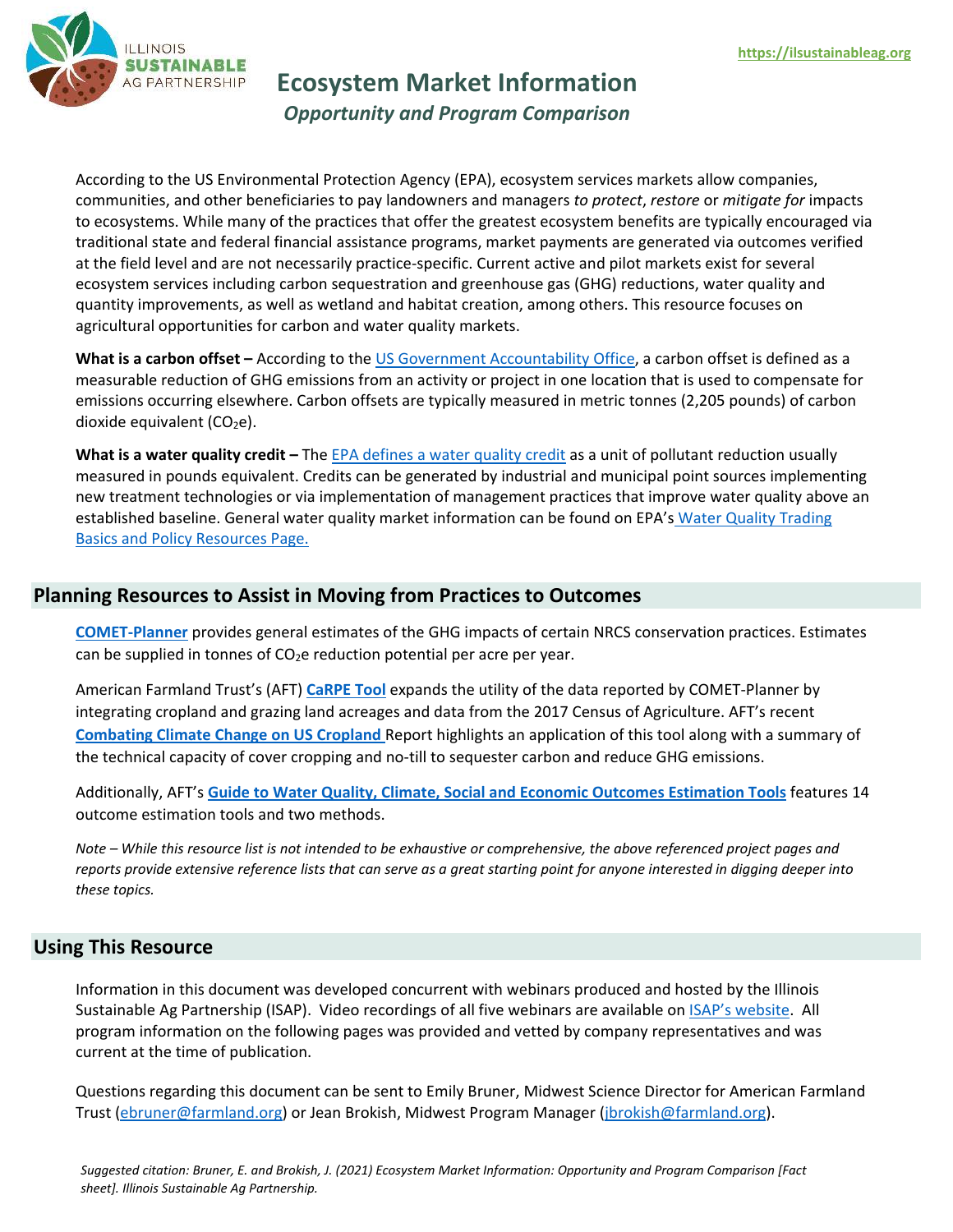# Ecosystem Market Information

*Opportunity and Program Comparison*

https://ilsustainableag.org

According to the US Environmental Protection Agency (EPA), ecosystem services markets allow companies, communities, and other beneficiaries to pay landowners and managers *to protect*, *restore* or *mitigate for* impacts to ecosystems. While many of the practices that offer the greatest ecosystem benefits are typically encouraged via traditional state and federal financial assistance programs, market payments are generated via outcomes verified at the field level and are not necessarily practice-specific. Current active and pilot markets exist for several ecosystem services including carbon sequestration and greenhouse gas (GHG) reductions, water quality and quantity improvements, as well as wetland and habitat creation, among others. This resource focuses on agricultural opportunities for carbon and water quality markets.

**What is a carbon offset –** According to the US Government Accountability Office, a carbon offset is defined as a measurable reduction of GHG emissions from an activity or project in one location that is used to compensate for emissions occurring elsewhere. Carbon offsets are typically measured in metric tonnes (2,205 pounds) of carbon dioxide equivalent ($CO_2$e).

**What is a water quality credit –** The EPA defines a water quality credit as a unit of pollutant reduction usually measured in pounds equivalent. Credits can be generated by industrial and municipal point sources implementing new treatment technologies or via implementation of management practices that improve water quality above an established baseline. General water quality market information can be found on EPA's Water Quality Trading Basics and Policy Resources Page.

## Planning Resources to Assist in Moving from Practices to Outcomes

**COMET-Planner** provides general estimates of the GHG impacts of certain NRCS conservation practices. Estimates can be supplied in tonnes of $CO_2$e reduction potential per acre per year.

American Farmland Trust's (AFT) **CaRPE Tool** expands the utility of the data reported by COMET-Planner by integrating cropland and grazing land acreages and data from the 2017 Census of Agriculture. AFT's recent **Combating Climate Change on US Cropland** Report highlights an application of this tool along with a summary of the technical capacity of cover cropping and no-till to sequester carbon and reduce GHG emissions.

Additionally, AFT's **Guide to Water Quality, Climate, Social and Economic Outcomes Estimation Tools** features 14 outcome estimation tools and two methods.

*Note – While this resource list is not intended to be exhaustive or comprehensive, the above referenced project pages and reports provide extensive reference lists that can serve as a great starting point for anyone interested in digging deeper into these topics.*

## Using This Resource

Information in this document was developed concurrent with webinars produced and hosted by the Illinois Sustainable Ag Partnership (ISAP). Video recordings of all five webinars are available on ISAP's website. All program information on the following pages was provided and vetted by company representatives and was current at the time of publication.

Questions regarding this document can be sent to Emily Bruner, Midwest Science Director for American Farmland Trust (ebruner@farmland.org) or Jean Brokish, Midwest Program Manager (jbrokish@farmland.org).

*Suggested citation: Bruner, E. and Brokish, J. (2021) Ecosystem Market Information: Opportunity and Program Comparison [Fact sheet]. Illinois Sustainable Ag Partnership.*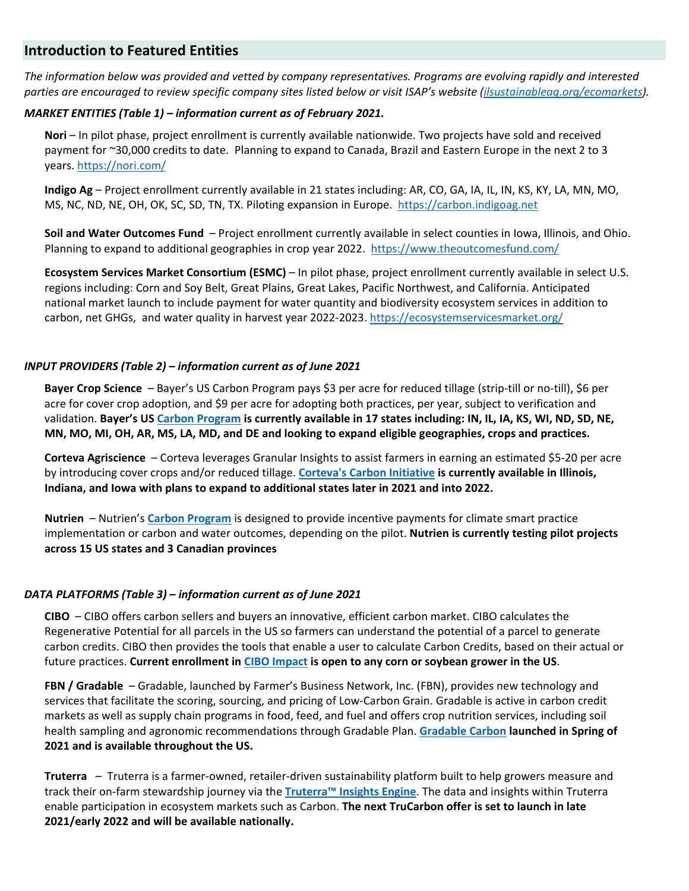## Introduction to Featured Entities

*The information below was provided and vetted by company representatives. Programs are evolving rapidly and interested parties are encouraged to review specific company sites listed below or visit ISAP's website (ilsustainableag.org/ecomarkets).*

***MARKET ENTITIES (Table 1) – information current as of February 2021.***

**Nori** – In pilot phase, project enrollment is currently available nationwide. Two projects have sold and received payment for ~30,000 credits to date. Planning to expand to Canada, Brazil and Eastern Europe in the next 2 to 3 years. https://nori.com/

**Indigo Ag** – Project enrollment currently available in 21 states including: AR, CO, GA, IA, IL, IN, KS, KY, LA, MN, MO, MS, NC, ND, NE, OH, OK, SC, SD, TN, TX. Piloting expansion in Europe. https://carbon.indigoag.net

**Soil and Water Outcomes Fund** – Project enrollment currently available in select counties in Iowa, Illinois, and Ohio. Planning to expand to additional geographies in crop year 2022. https://www.theoutcomesfund.com/

**Ecosystem Services Market Consortium (ESMC)** – In pilot phase, project enrollment currently available in select U.S. regions including: Corn and Soy Belt, Great Plains, Great Lakes, Pacific Northwest, and California. Anticipated national market launch to include payment for water quantity and biodiversity ecosystem services in addition to carbon, net GHGs, and water quality in harvest year 2022-2023. https://ecosystemservicesmarket.org/

***INPUT PROVIDERS (Table 2) – information current as of June 2021***

**Bayer Crop Science** – Bayer's US Carbon Program pays $3 per acre for reduced tillage (strip-till or no-till), $6 per acre for cover crop adoption, and $9 per acre for adopting both practices, per year, subject to verification and validation. **Bayer's US Carbon Program is currently available in 17 states including: IN, IL, IA, KS, WI, ND, SD, NE, MN, MO, MI, OH, AR, MS, LA, MD, and DE and looking to expand eligible geographies, crops and practices.**

**Corteva Agriscience** – Corteva leverages Granular Insights to assist farmers in earning an estimated $5-20 per acre by introducing cover crops and/or reduced tillage. **Corteva's Carbon Initiative is currently available in Illinois, Indiana, and Iowa with plans to expand to additional states later in 2021 and into 2022.**

**Nutrien** – Nutrien's **Carbon Program** is designed to provide incentive payments for climate smart practice implementation or carbon and water outcomes, depending on the pilot. **Nutrien is currently testing pilot projects across 15 US states and 3 Canadian provinces**

***DATA PLATFORMS (Table 3) – information current as of June 2021***

**CIBO** – CIBO offers carbon sellers and buyers an innovative, efficient carbon market. CIBO calculates the Regenerative Potential for all parcels in the US so farmers can understand the potential of a parcel to generate carbon credits. CIBO then provides the tools that enable a user to calculate Carbon Credits, based on their actual or future practices. **Current enrollment in CIBO Impact is open to any corn or soybean grower in the US**.

**FBN / Gradable** – Gradable, launched by Farmer's Business Network, Inc. (FBN), provides new technology and services that facilitate the scoring, sourcing, and pricing of Low-Carbon Grain. Gradable is active in carbon credit markets as well as supply chain programs in food, feed, and fuel and offers crop nutrition services, including soil health sampling and agronomic recommendations through Gradable Plan. **Gradable Carbon launched in Spring of 2021 and is available throughout the US.**

**Truterra** – Truterra is a farmer-owned, retailer-driven sustainability platform built to help growers measure and track their on-farm stewardship journey via the **Truterra™ Insights Engine**. The data and insights within Truterra enable participation in ecosystem markets such as Carbon. **The next TruCarbon offer is set to launch in late 2021/early 2022 and will be available nationally.**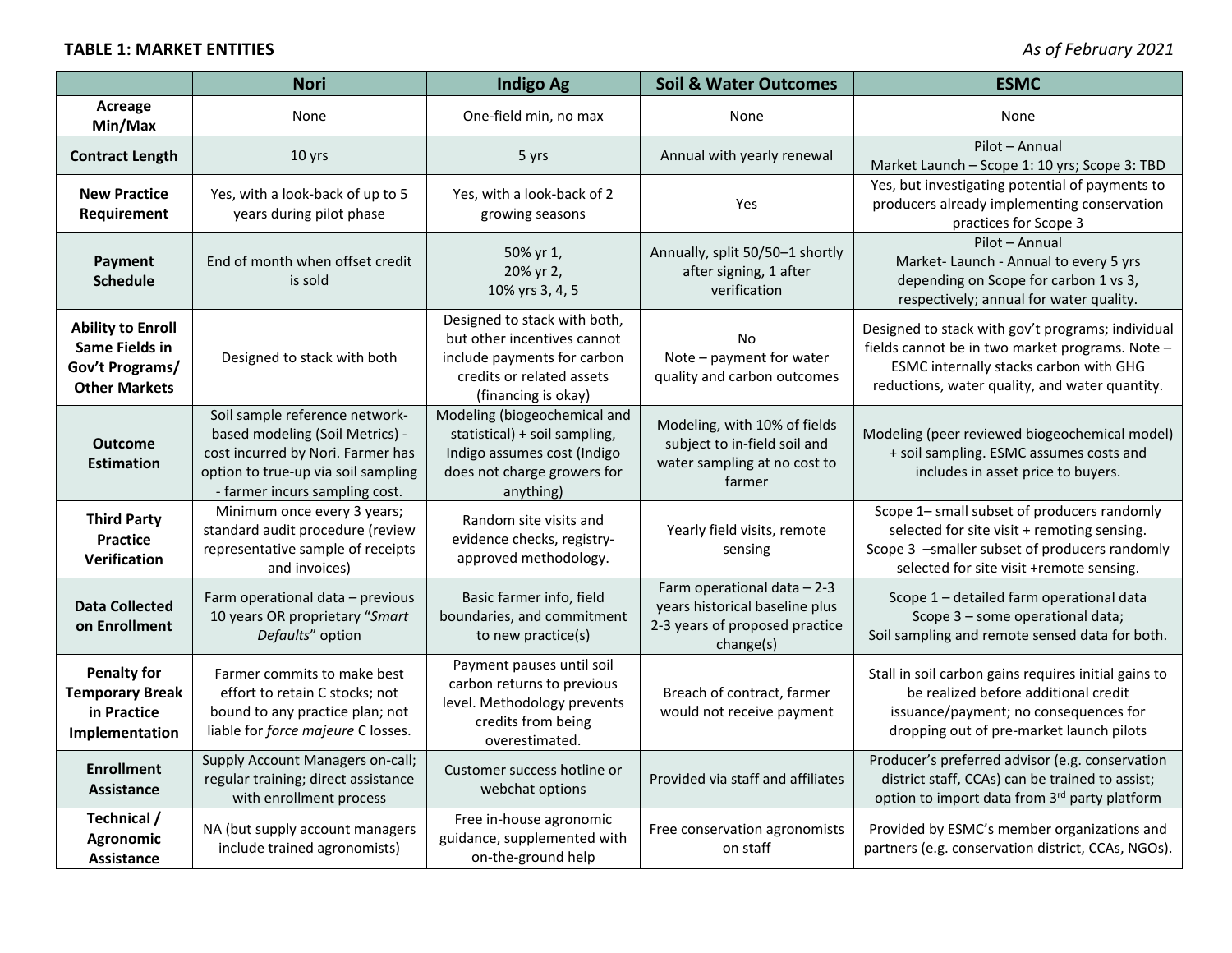**TABLE 1: MARKET ENTITIES** *As of February 2021*

| | Nori | Indigo Ag | Soil & Water Outcomes | ESMC |
|---|---|---|---|---|
| **Acreage Min/Max** | None | One-field min, no max | None | None |
| **Contract Length** | 10 yrs | 5 yrs | Annual with yearly renewal | Pilot – Annual<br>Market Launch – Scope 1: 10 yrs; Scope 3: TBD |
| **New Practice Requirement** | Yes, with a look-back of up to 5 years during pilot phase | Yes, with a look-back of 2 growing seasons | Yes | Yes, but investigating potential of payments to producers already implementing conservation practices for Scope 3 |
| **Payment Schedule** | End of month when offset credit is sold | 50% yr 1,<br>20% yr 2,<br>10% yrs 3, 4, 5 | Annually, split 50/50–1 shortly after signing, 1 after verification | Pilot – Annual<br>Market- Launch - Annual to every 5 yrs depending on Scope for carbon 1 vs 3, respectively; annual for water quality. |
| **Ability to Enroll Same Fields in Gov't Programs/ Other Markets** | Designed to stack with both | Designed to stack with both, but other incentives cannot include payments for carbon credits or related assets (financing is okay) | No<br>Note – payment for water quality and carbon outcomes | Designed to stack with gov't programs; individual fields cannot be in two market programs. Note – ESMC internally stacks carbon with GHG reductions, water quality, and water quantity. |
| **Outcome Estimation** | Soil sample reference network-based modeling (Soil Metrics) - cost incurred by Nori. Farmer has option to true-up via soil sampling - farmer incurs sampling cost. | Modeling (biogeochemical and statistical) + soil sampling, Indigo assumes cost (Indigo does not charge growers for anything) | Modeling, with 10% of fields subject to in-field soil and water sampling at no cost to farmer | Modeling (peer reviewed biogeochemical model) + soil sampling. ESMC assumes costs and includes in asset price to buyers. |
| **Third Party Practice Verification** | Minimum once every 3 years; standard audit procedure (review representative sample of receipts and invoices) | Random site visits and evidence checks, registry-approved methodology. | Yearly field visits, remote sensing | Scope 1– small subset of producers randomly selected for site visit + remoting sensing.<br>Scope 3 –smaller subset of producers randomly selected for site visit +remote sensing. |
| **Data Collected on Enrollment** | Farm operational data – previous 10 years OR proprietary "*Smart Defaults*" option | Basic farmer info, field boundaries, and commitment to new practice(s) | Farm operational data – 2-3 years historical baseline plus 2-3 years of proposed practice change(s) | Scope 1 – detailed farm operational data<br>Scope 3 – some operational data;<br>Soil sampling and remote sensed data for both. |
| **Penalty for Temporary Break in Practice Implementation** | Farmer commits to make best effort to retain C stocks; not bound to any practice plan; not liable for *force majeure* C losses. | Payment pauses until soil carbon returns to previous level. Methodology prevents credits from being overestimated. | Breach of contract, farmer would not receive payment | Stall in soil carbon gains requires initial gains to be realized before additional credit issuance/payment; no consequences for dropping out of pre-market launch pilots |
| **Enrollment Assistance** | Supply Account Managers on-call; regular training; direct assistance with enrollment process | Customer success hotline or webchat options | Provided via staff and affiliates | Producer's preferred advisor (e.g. conservation district staff, CCAs) can be trained to assist; option to import data from 3rd party platform |
| **Technical / Agronomic Assistance** | NA (but supply account managers include trained agronomists) | Free in-house agronomic guidance, supplemented with on-the-ground help | Free conservation agronomists on staff | Provided by ESMC's member organizations and partners (e.g. conservation district, CCAs, NGOs). |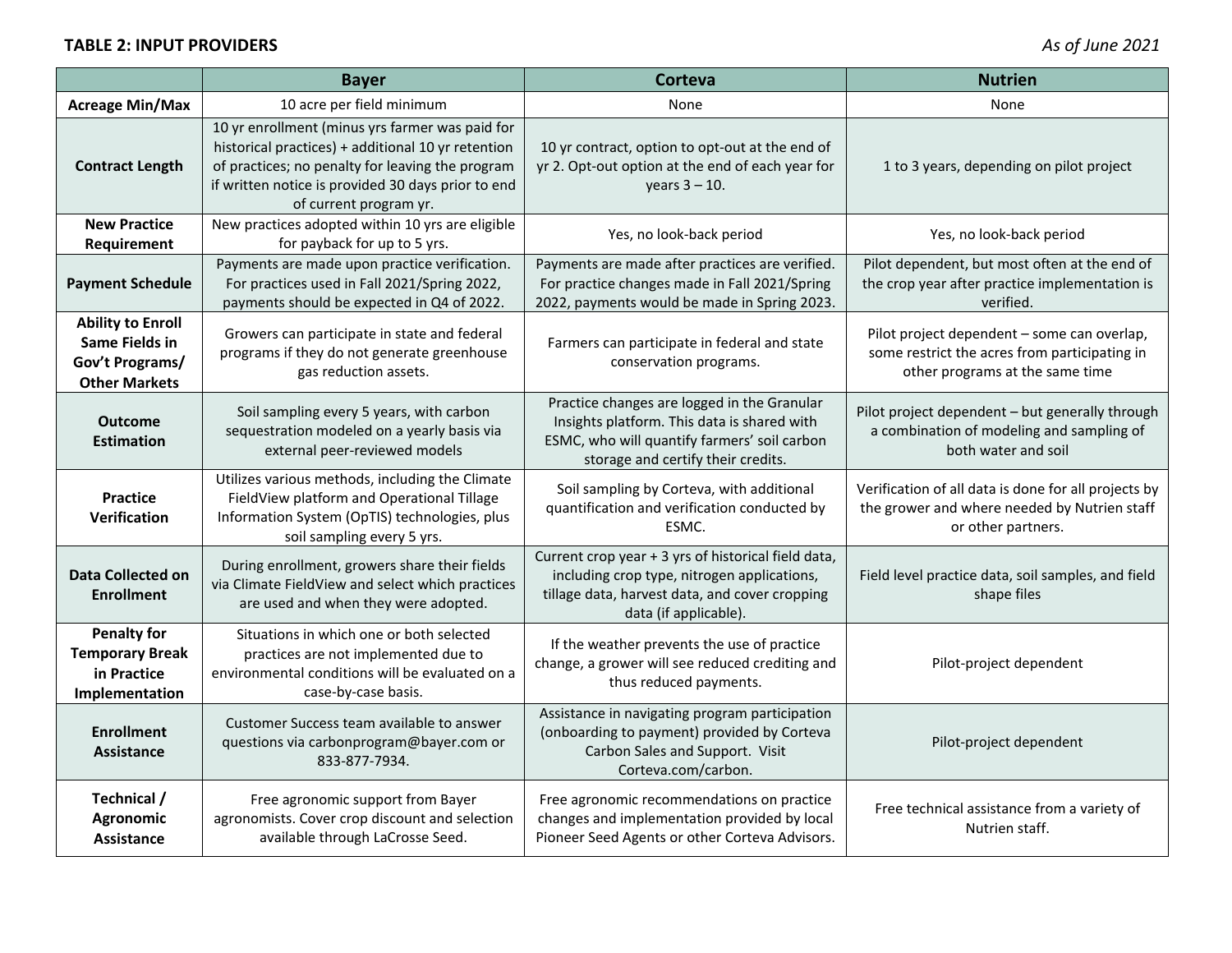**TABLE 2: INPUT PROVIDERS**

*As of June 2021*

| | Bayer | Corteva | Nutrien |
|---|---|---|---|
| **Acreage Min/Max** | 10 acre per field minimum | None | None |
| **Contract Length** | 10 yr enrollment (minus yrs farmer was paid for historical practices) + additional 10 yr retention of practices; no penalty for leaving the program if written notice is provided 30 days prior to end of current program yr. | 10 yr contract, option to opt-out at the end of yr 2. Opt-out option at the end of each year for years 3 – 10. | 1 to 3 years, depending on pilot project |
| **New Practice Requirement** | New practices adopted within 10 yrs are eligible for payback for up to 5 yrs. | Yes, no look-back period | Yes, no look-back period |
| **Payment Schedule** | Payments are made upon practice verification. For practices used in Fall 2021/Spring 2022, payments should be expected in Q4 of 2022. | Payments are made after practices are verified. For practice changes made in Fall 2021/Spring 2022, payments would be made in Spring 2023. | Pilot dependent, but most often at the end of the crop year after practice implementation is verified. |
| **Ability to Enroll Same Fields in Gov't Programs/ Other Markets** | Growers can participate in state and federal programs if they do not generate greenhouse gas reduction assets. | Farmers can participate in federal and state conservation programs. | Pilot project dependent – some can overlap, some restrict the acres from participating in other programs at the same time |
| **Outcome Estimation** | Soil sampling every 5 years, with carbon sequestration modeled on a yearly basis via external peer-reviewed models | Practice changes are logged in the Granular Insights platform. This data is shared with ESMC, who will quantify farmers' soil carbon storage and certify their credits. | Pilot project dependent – but generally through a combination of modeling and sampling of both water and soil |
| **Practice Verification** | Utilizes various methods, including the Climate FieldView platform and Operational Tillage Information System (OpTIS) technologies, plus soil sampling every 5 yrs. | Soil sampling by Corteva, with additional quantification and verification conducted by ESMC. | Verification of all data is done for all projects by the grower and where needed by Nutrien staff or other partners. |
| **Data Collected on Enrollment** | During enrollment, growers share their fields via Climate FieldView and select which practices are used and when they were adopted. | Current crop year + 3 yrs of historical field data, including crop type, nitrogen applications, tillage data, harvest data, and cover cropping data (if applicable). | Field level practice data, soil samples, and field shape files |
| **Penalty for Temporary Break in Practice Implementation** | Situations in which one or both selected practices are not implemented due to environmental conditions will be evaluated on a case-by-case basis. | If the weather prevents the use of practice change, a grower will see reduced crediting and thus reduced payments. | Pilot-project dependent |
| **Enrollment Assistance** | Customer Success team available to answer questions via carbonprogram@bayer.com or 833-877-7934. | Assistance in navigating program participation (onboarding to payment) provided by Corteva Carbon Sales and Support. Visit Corteva.com/carbon. | Pilot-project dependent |
| **Technical / Agronomic Assistance** | Free agronomic support from Bayer agronomists. Cover crop discount and selection available through LaCrosse Seed. | Free agronomic recommendations on practice changes and implementation provided by local Pioneer Seed Agents or other Corteva Advisors. | Free technical assistance from a variety of Nutrien staff. |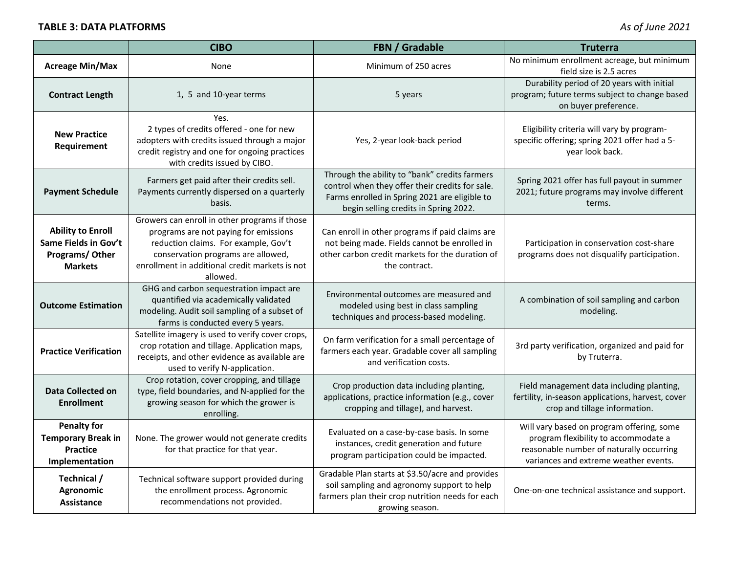**TABLE 3: DATA PLATFORMS**

*As of June 2021*

| | CIBO | FBN / Gradable | Truterra |
|---|---|---|---|
| **Acreage Min/Max** | None | Minimum of 250 acres | No minimum enrollment acreage, but minimum field size is 2.5 acres |
| **Contract Length** | 1, 5 and 10-year terms | 5 years | Durability period of 20 years with initial program; future terms subject to change based on buyer preference. |
| **New Practice Requirement** | Yes.<br>2 types of credits offered - one for new adopters with credits issued through a major credit registry and one for ongoing practices with credits issued by CIBO. | Yes, 2-year look-back period | Eligibility criteria will vary by program-specific offering; spring 2021 offer had a 5-year look back. |
| **Payment Schedule** | Farmers get paid after their credits sell. Payments currently dispersed on a quarterly basis. | Through the ability to "bank" credits farmers control when they offer their credits for sale. Farms enrolled in Spring 2021 are eligible to begin selling credits in Spring 2022. | Spring 2021 offer has full payout in summer 2021; future programs may involve different terms. |
| **Ability to Enroll Same Fields in Gov't Programs/ Other Markets** | Growers can enroll in other programs if those programs are not paying for emissions reduction claims. For example, Gov't conservation programs are allowed, enrollment in additional credit markets is not allowed. | Can enroll in other programs if paid claims are not being made. Fields cannot be enrolled in other carbon credit markets for the duration of the contract. | Participation in conservation cost-share programs does not disqualify participation. |
| **Outcome Estimation** | GHG and carbon sequestration impact are quantified via academically validated modeling. Audit soil sampling of a subset of farms is conducted every 5 years. | Environmental outcomes are measured and modeled using best in class sampling techniques and process-based modeling. | A combination of soil sampling and carbon modeling. |
| **Practice Verification** | Satellite imagery is used to verify cover crops, crop rotation and tillage. Application maps, receipts, and other evidence as available are used to verify N-application. | On farm verification for a small percentage of farmers each year. Gradable cover all sampling and verification costs. | 3rd party verification, organized and paid for by Truterra. |
| **Data Collected on Enrollment** | Crop rotation, cover cropping, and tillage type, field boundaries, and N-applied for the growing season for which the grower is enrolling. | Crop production data including planting, applications, practice information (e.g., cover cropping and tillage), and harvest. | Field management data including planting, fertility, in-season applications, harvest, cover crop and tillage information. |
| **Penalty for Temporary Break in Practice Implementation** | None. The grower would not generate credits for that practice for that year. | Evaluated on a case-by-case basis. In some instances, credit generation and future program participation could be impacted. | Will vary based on program offering, some program flexibility to accommodate a reasonable number of naturally occurring variances and extreme weather events. |
| **Technical / Agronomic Assistance** | Technical software support provided during the enrollment process. Agronomic recommendations not provided. | Gradable Plan starts at $3.50/acre and provides soil sampling and agronomy support to help farmers plan their crop nutrition needs for each growing season. | One-on-one technical assistance and support. |